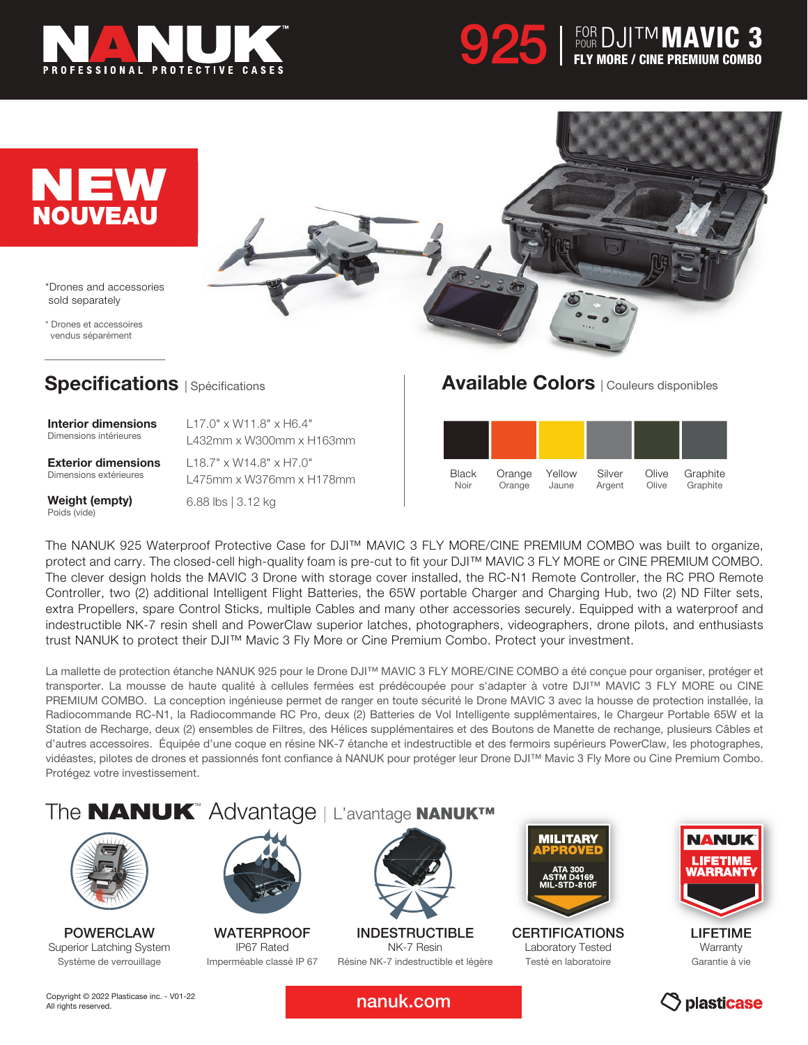# NANUK

PROFESSIONAL PROTECTIVE CASES

## 925 | FOR / POUR DJI™ MAVIC 3 FLY MORE / CINE PREMIUM COMBO

**NEW**
**NOUVEAU**

*Drones and accessories sold separately

* Drones et accessoires vendus séparément

## Specifications | Spécifications

| | |
|---|---|
| **Interior dimensions** Dimensions intérieures | L17.0" x W11.8" x H6.4" L432mm x W300mm x H163mm |
| **Exterior dimensions** Dimensions extérieures | L18.7" x W14.8" x H7.0" L475mm x W376mm x H178mm |
| **Weight (empty)** Poids (vide) | 6.88 lbs \| 3.12 kg |

## Available Colors | Couleurs disponibles

| Black | Orange | Yellow | Silver | Olive | Graphite |
|---|---|---|---|---|---|
| Noir | Orange | Jaune | Argent | Olive | Graphite |

The NANUK 925 Waterproof Protective Case for DJI™ MAVIC 3 FLY MORE/CINE PREMIUM COMBO was built to organize, protect and carry. The closed-cell high-quality foam is pre-cut to fit your DJI™ MAVIC 3 FLY MORE or CINE PREMIUM COMBO. The clever design holds the MAVIC 3 Drone with storage cover installed, the RC-N1 Remote Controller, the RC PRO Remote Controller, two (2) additional Intelligent Flight Batteries, the 65W portable Charger and Charging Hub, two (2) ND Filter sets, extra Propellers, spare Control Sticks, multiple Cables and many other accessories securely. Equipped with a waterproof and indestructible NK-7 resin shell and PowerClaw superior latches, photographers, videographers, drone pilots, and enthusiasts trust NANUK to protect their DJI™ Mavic 3 Fly More or Cine Premium Combo. Protect your investment.

La mallette de protection étanche NANUK 925 pour le Drone DJI™ MAVIC 3 FLY MORE/CINE COMBO a été conçue pour organiser, protéger et transporter. La mousse de haute qualité à cellules fermées est prédécoupée pour s'adapter à votre DJI™ MAVIC 3 FLY MORE ou CINE PREMIUM COMBO. La conception ingénieuse permet de ranger en toute sécurité le Drone MAVIC 3 avec la housse de protection installée, la Radiocommande RC-N1, la Radiocommande RC Pro, deux (2) Batteries de Vol Intelligente supplémentaires, le Chargeur Portable 65W et la Station de Recharge, deux (2) ensembles de Filtres, des Hélices supplémentaires et des Boutons de Manette de rechange, plusieurs Câbles et d'autres accessoires. Équipée d'une coque en résine NK-7 étanche et indestructible et des fermoirs supérieurs PowerClaw, les photographes, vidéastes, pilotes de drones et passionnés font confiance à NANUK pour protéger leur Drone DJI™ Mavic 3 Fly More ou Cine Premium Combo. Protégez votre investissement.

## The NANUK™ Advantage | L'avantage NANUK™

**POWERCLAW**
Superior Latching System
Système de verrouillage

**WATERPROOF**
IP67 Rated
Imperméable classé IP 67

**INDESTRUCTIBLE**
NK-7 Resin
Résine NK-7 indestructible et légère

**CERTIFICATIONS**
MILITARY APPROVED — ATA 300, ASTM D4169, MIL-STD-810F
Laboratory Tested
Testé en laboratoire

**LIFETIME**
NANUK LIFETIME WARRANTY
Warranty
Garantie à vie

Copyright © 2022 Plasticase inc. - V01-22
All rights reserved.

nanuk.com

plasticase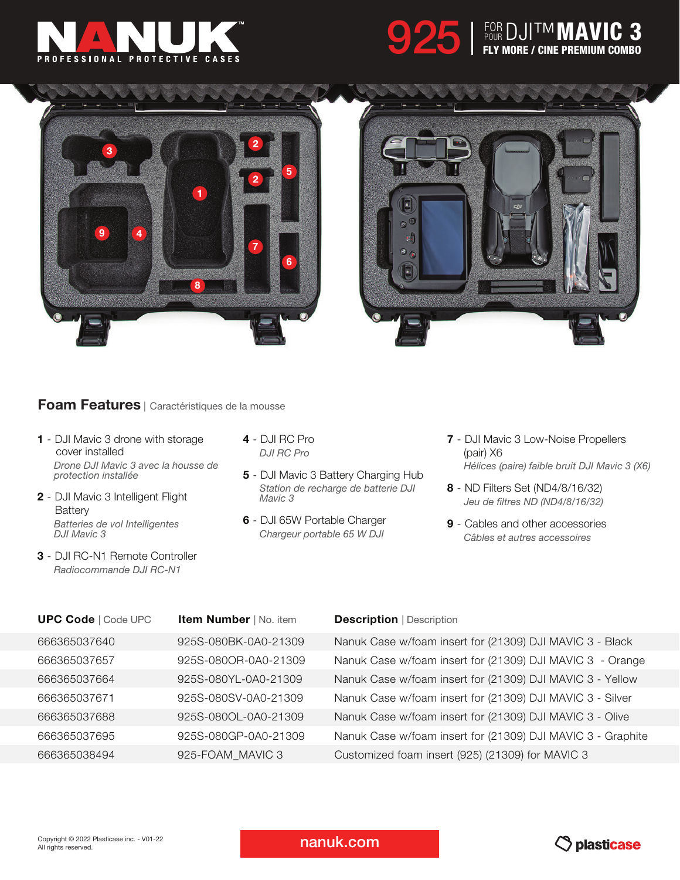# NANUK PROFESSIONAL PROTECTIVE CASES

## 925 | FOR POUR DJI™ MAVIC 3 FLY MORE / CINE PREMIUM COMBO

## Foam Features | Caractéristiques de la mousse

**1** - DJI Mavic 3 drone with storage cover installed
*Drone DJI Mavic 3 avec la housse de protection installée*

**2** - DJI Mavic 3 Intelligent Flight Battery
*Batteries de vol Intelligentes DJI Mavic 3*

**3** - DJI RC-N1 Remote Controller
*Radiocommande DJI RC-N1*

**4** - DJI RC Pro
*DJI RC Pro*

**5** - DJI Mavic 3 Battery Charging Hub
*Station de recharge de batterie DJI Mavic 3*

**6** - DJI 65W Portable Charger
*Chargeur portable 65 W DJI*

**7** - DJI Mavic 3 Low-Noise Propellers (pair) X6
*Hélices (paire) faible bruit DJI Mavic 3 (X6)*

**8** - ND Filters Set (ND4/8/16/32)
*Jeu de filtres ND (ND4/8/16/32)*

**9** - Cables and other accessories
*Câbles et autres accessoires*

| **UPC Code** \| Code UPC | **Item Number** \| No. item | **Description** \| Description |
|---|---|---|
| 666365037640 | 925S-080BK-0A0-21309 | Nanuk Case w/foam insert for (21309) DJI MAVIC 3 - Black |
| 666365037657 | 925S-080OR-0A0-21309 | Nanuk Case w/foam insert for (21309) DJI MAVIC 3 - Orange |
| 666365037664 | 925S-080YL-0A0-21309 | Nanuk Case w/foam insert for (21309) DJI MAVIC 3 - Yellow |
| 666365037671 | 925S-080SV-0A0-21309 | Nanuk Case w/foam insert for (21309) DJI MAVIC 3 - Silver |
| 666365037688 | 925S-080OL-0A0-21309 | Nanuk Case w/foam insert for (21309) DJI MAVIC 3 - Olive |
| 666365037695 | 925S-080GP-0A0-21309 | Nanuk Case w/foam insert for (21309) DJI MAVIC 3 - Graphite |
| 666365038494 | 925-FOAM_MAVIC 3 | Customized foam insert (925) (21309) for MAVIC 3 |

Copyright © 2022 Plasticase inc. - V01-22
All rights reserved.

nanuk.com

plasticase